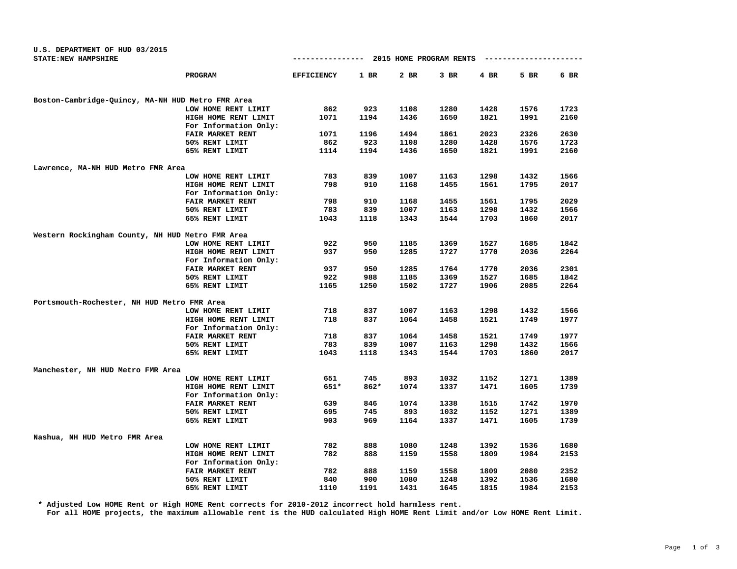U.S. DEPARTMENT OF HUD 03/2015
STATE:NEW HAMPSHIRE

## 2015 HOME PROGRAM RENTS

| PROGRAM | EFFICIENCY | 1 BR | 2 BR | 3 BR | 4 BR | 5 BR | 6 BR |
|---|---|---|---|---|---|---|---|
| **Boston-Cambridge-Quincy, MA-NH HUD Metro FMR Area** | | | | | | | |
| LOW HOME RENT LIMIT | 862 | 923 | 1108 | 1280 | 1428 | 1576 | 1723 |
| HIGH HOME RENT LIMIT | 1071 | 1194 | 1436 | 1650 | 1821 | 1991 | 2160 |
| For Information Only: | | | | | | | |
| FAIR MARKET RENT | 1071 | 1196 | 1494 | 1861 | 2023 | 2326 | 2630 |
| 50% RENT LIMIT | 862 | 923 | 1108 | 1280 | 1428 | 1576 | 1723 |
| 65% RENT LIMIT | 1114 | 1194 | 1436 | 1650 | 1821 | 1991 | 2160 |
| **Lawrence, MA-NH HUD Metro FMR Area** | | | | | | | |
| LOW HOME RENT LIMIT | 783 | 839 | 1007 | 1163 | 1298 | 1432 | 1566 |
| HIGH HOME RENT LIMIT | 798 | 910 | 1168 | 1455 | 1561 | 1795 | 2017 |
| For Information Only: | | | | | | | |
| FAIR MARKET RENT | 798 | 910 | 1168 | 1455 | 1561 | 1795 | 2029 |
| 50% RENT LIMIT | 783 | 839 | 1007 | 1163 | 1298 | 1432 | 1566 |
| 65% RENT LIMIT | 1043 | 1118 | 1343 | 1544 | 1703 | 1860 | 2017 |
| **Western Rockingham County, NH HUD Metro FMR Area** | | | | | | | |
| LOW HOME RENT LIMIT | 922 | 950 | 1185 | 1369 | 1527 | 1685 | 1842 |
| HIGH HOME RENT LIMIT | 937 | 950 | 1285 | 1727 | 1770 | 2036 | 2264 |
| For Information Only: | | | | | | | |
| FAIR MARKET RENT | 937 | 950 | 1285 | 1764 | 1770 | 2036 | 2301 |
| 50% RENT LIMIT | 922 | 988 | 1185 | 1369 | 1527 | 1685 | 1842 |
| 65% RENT LIMIT | 1165 | 1250 | 1502 | 1727 | 1906 | 2085 | 2264 |
| **Portsmouth-Rochester, NH HUD Metro FMR Area** | | | | | | | |
| LOW HOME RENT LIMIT | 718 | 837 | 1007 | 1163 | 1298 | 1432 | 1566 |
| HIGH HOME RENT LIMIT | 718 | 837 | 1064 | 1458 | 1521 | 1749 | 1977 |
| For Information Only: | | | | | | | |
| FAIR MARKET RENT | 718 | 837 | 1064 | 1458 | 1521 | 1749 | 1977 |
| 50% RENT LIMIT | 783 | 839 | 1007 | 1163 | 1298 | 1432 | 1566 |
| 65% RENT LIMIT | 1043 | 1118 | 1343 | 1544 | 1703 | 1860 | 2017 |
| **Manchester, NH HUD Metro FMR Area** | | | | | | | |
| LOW HOME RENT LIMIT | 651 | 745 | 893 | 1032 | 1152 | 1271 | 1389 |
| HIGH HOME RENT LIMIT | 651* | 862* | 1074 | 1337 | 1471 | 1605 | 1739 |
| For Information Only: | | | | | | | |
| FAIR MARKET RENT | 639 | 846 | 1074 | 1338 | 1515 | 1742 | 1970 |
| 50% RENT LIMIT | 695 | 745 | 893 | 1032 | 1152 | 1271 | 1389 |
| 65% RENT LIMIT | 903 | 969 | 1164 | 1337 | 1471 | 1605 | 1739 |
| **Nashua, NH HUD Metro FMR Area** | | | | | | | |
| LOW HOME RENT LIMIT | 782 | 888 | 1080 | 1248 | 1392 | 1536 | 1680 |
| HIGH HOME RENT LIMIT | 782 | 888 | 1159 | 1558 | 1809 | 1984 | 2153 |
| For Information Only: | | | | | | | |
| FAIR MARKET RENT | 782 | 888 | 1159 | 1558 | 1809 | 2080 | 2352 |
| 50% RENT LIMIT | 840 | 900 | 1080 | 1248 | 1392 | 1536 | 1680 |
| 65% RENT LIMIT | 1110 | 1191 | 1431 | 1645 | 1815 | 1984 | 2153 |

\* Adjusted Low HOME Rent or High HOME Rent corrects for 2010-2012 incorrect hold harmless rent.
For all HOME projects, the maximum allowable rent is the HUD calculated High HOME Rent Limit and/or Low HOME Rent Limit.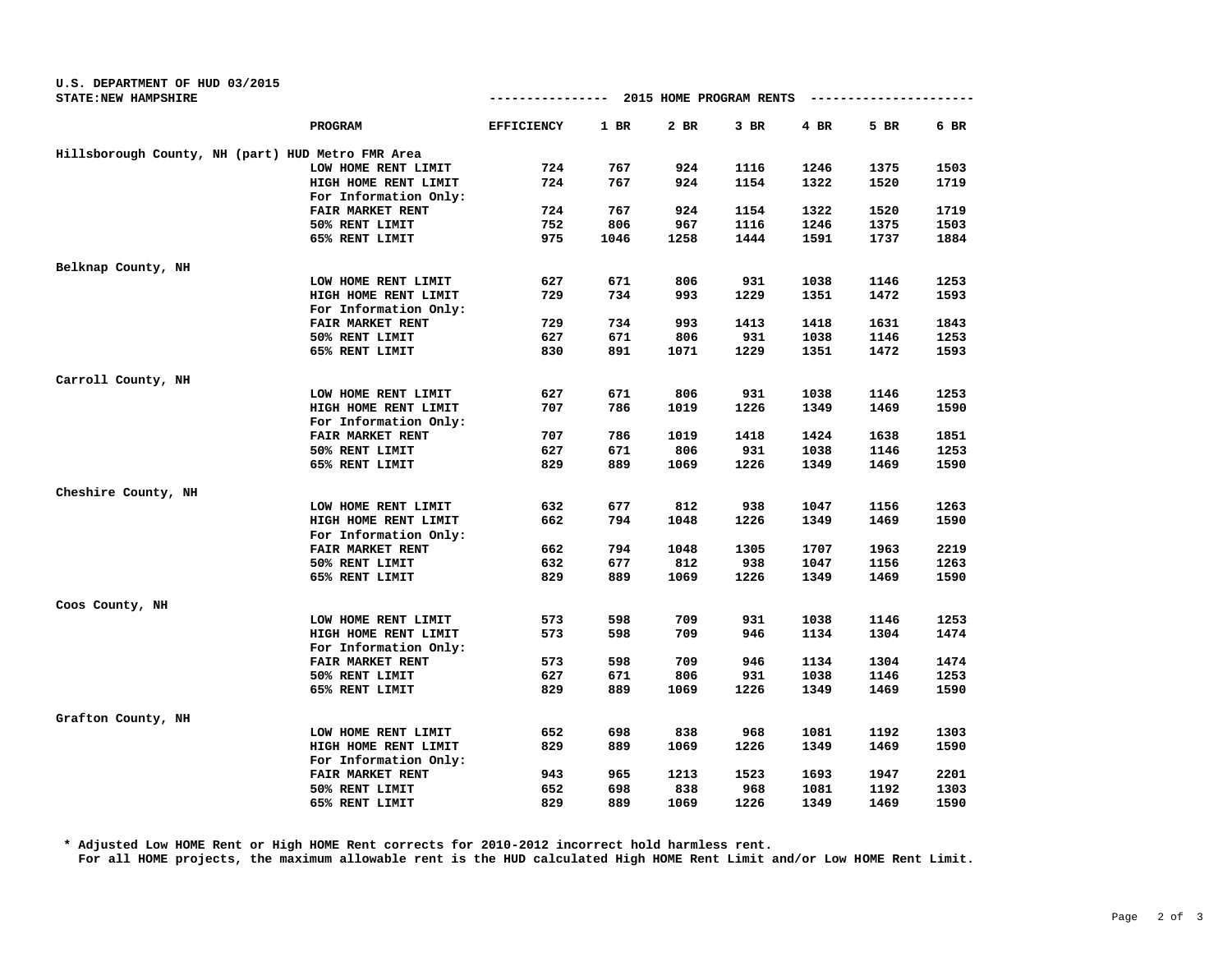U.S. DEPARTMENT OF HUD 03/2015
STATE:NEW HAMPSHIRE

## 2015 HOME PROGRAM RENTS

| | PROGRAM | EFFICIENCY | 1 BR | 2 BR | 3 BR | 4 BR | 5 BR | 6 BR |
|---|---|---|---|---|---|---|---|---|
| Hillsborough County, NH (part) HUD Metro FMR Area | | | | | | | | |
| | LOW HOME RENT LIMIT | 724 | 767 | 924 | 1116 | 1246 | 1375 | 1503 |
| | HIGH HOME RENT LIMIT | 724 | 767 | 924 | 1154 | 1322 | 1520 | 1719 |
| | For Information Only: | | | | | | | |
| | FAIR MARKET RENT | 724 | 767 | 924 | 1154 | 1322 | 1520 | 1719 |
| | 50% RENT LIMIT | 752 | 806 | 967 | 1116 | 1246 | 1375 | 1503 |
| | 65% RENT LIMIT | 975 | 1046 | 1258 | 1444 | 1591 | 1737 | 1884 |
| Belknap County, NH | | | | | | | | |
| | LOW HOME RENT LIMIT | 627 | 671 | 806 | 931 | 1038 | 1146 | 1253 |
| | HIGH HOME RENT LIMIT | 729 | 734 | 993 | 1229 | 1351 | 1472 | 1593 |
| | For Information Only: | | | | | | | |
| | FAIR MARKET RENT | 729 | 734 | 993 | 1413 | 1418 | 1631 | 1843 |
| | 50% RENT LIMIT | 627 | 671 | 806 | 931 | 1038 | 1146 | 1253 |
| | 65% RENT LIMIT | 830 | 891 | 1071 | 1229 | 1351 | 1472 | 1593 |
| Carroll County, NH | | | | | | | | |
| | LOW HOME RENT LIMIT | 627 | 671 | 806 | 931 | 1038 | 1146 | 1253 |
| | HIGH HOME RENT LIMIT | 707 | 786 | 1019 | 1226 | 1349 | 1469 | 1590 |
| | For Information Only: | | | | | | | |
| | FAIR MARKET RENT | 707 | 786 | 1019 | 1418 | 1424 | 1638 | 1851 |
| | 50% RENT LIMIT | 627 | 671 | 806 | 931 | 1038 | 1146 | 1253 |
| | 65% RENT LIMIT | 829 | 889 | 1069 | 1226 | 1349 | 1469 | 1590 |
| Cheshire County, NH | | | | | | | | |
| | LOW HOME RENT LIMIT | 632 | 677 | 812 | 938 | 1047 | 1156 | 1263 |
| | HIGH HOME RENT LIMIT | 662 | 794 | 1048 | 1226 | 1349 | 1469 | 1590 |
| | For Information Only: | | | | | | | |
| | FAIR MARKET RENT | 662 | 794 | 1048 | 1305 | 1707 | 1963 | 2219 |
| | 50% RENT LIMIT | 632 | 677 | 812 | 938 | 1047 | 1156 | 1263 |
| | 65% RENT LIMIT | 829 | 889 | 1069 | 1226 | 1349 | 1469 | 1590 |
| Coos County, NH | | | | | | | | |
| | LOW HOME RENT LIMIT | 573 | 598 | 709 | 931 | 1038 | 1146 | 1253 |
| | HIGH HOME RENT LIMIT | 573 | 598 | 709 | 946 | 1134 | 1304 | 1474 |
| | For Information Only: | | | | | | | |
| | FAIR MARKET RENT | 573 | 598 | 709 | 946 | 1134 | 1304 | 1474 |
| | 50% RENT LIMIT | 627 | 671 | 806 | 931 | 1038 | 1146 | 1253 |
| | 65% RENT LIMIT | 829 | 889 | 1069 | 1226 | 1349 | 1469 | 1590 |
| Grafton County, NH | | | | | | | | |
| | LOW HOME RENT LIMIT | 652 | 698 | 838 | 968 | 1081 | 1192 | 1303 |
| | HIGH HOME RENT LIMIT | 829 | 889 | 1069 | 1226 | 1349 | 1469 | 1590 |
| | For Information Only: | | | | | | | |
| | FAIR MARKET RENT | 943 | 965 | 1213 | 1523 | 1693 | 1947 | 2201 |
| | 50% RENT LIMIT | 652 | 698 | 838 | 968 | 1081 | 1192 | 1303 |
| | 65% RENT LIMIT | 829 | 889 | 1069 | 1226 | 1349 | 1469 | 1590 |

\* Adjusted Low HOME Rent or High HOME Rent corrects for 2010-2012 incorrect hold harmless rent.
For all HOME projects, the maximum allowable rent is the HUD calculated High HOME Rent Limit and/or Low HOME Rent Limit.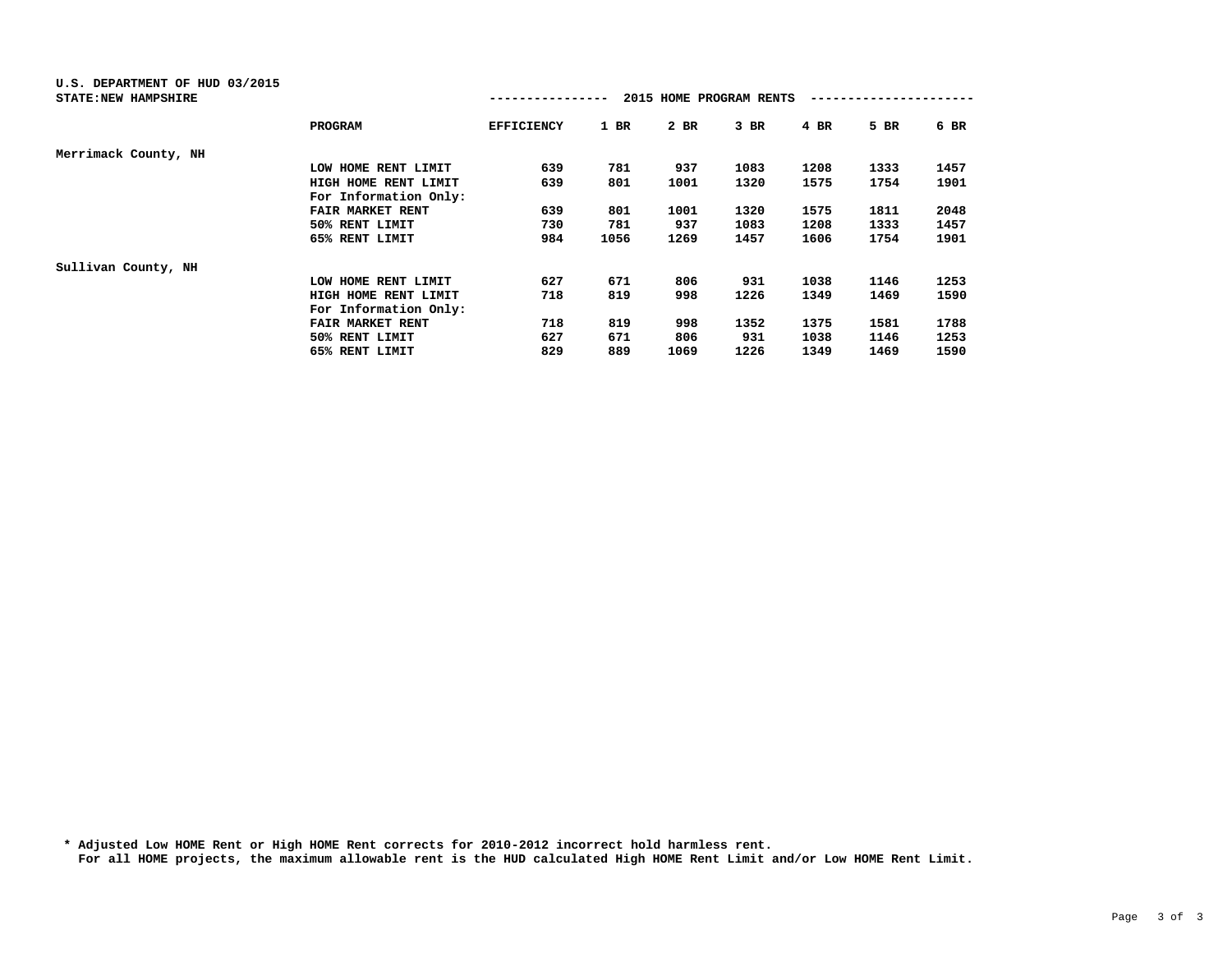U.S. DEPARTMENT OF HUD 03/2015
STATE:NEW HAMPSHIRE

## 2015 HOME PROGRAM RENTS

| | PROGRAM | EFFICIENCY | 1 BR | 2 BR | 3 BR | 4 BR | 5 BR | 6 BR |
|---|---|---|---|---|---|---|---|---|
| Merrimack County, NH | | | | | | | | |
| | LOW HOME RENT LIMIT | 639 | 781 | 937 | 1083 | 1208 | 1333 | 1457 |
| | HIGH HOME RENT LIMIT | 639 | 801 | 1001 | 1320 | 1575 | 1754 | 1901 |
| | For Information Only: | | | | | | | |
| | FAIR MARKET RENT | 639 | 801 | 1001 | 1320 | 1575 | 1811 | 2048 |
| | 50% RENT LIMIT | 730 | 781 | 937 | 1083 | 1208 | 1333 | 1457 |
| | 65% RENT LIMIT | 984 | 1056 | 1269 | 1457 | 1606 | 1754 | 1901 |
| Sullivan County, NH | | | | | | | | |
| | LOW HOME RENT LIMIT | 627 | 671 | 806 | 931 | 1038 | 1146 | 1253 |
| | HIGH HOME RENT LIMIT | 718 | 819 | 998 | 1226 | 1349 | 1469 | 1590 |
| | For Information Only: | | | | | | | |
| | FAIR MARKET RENT | 718 | 819 | 998 | 1352 | 1375 | 1581 | 1788 |
| | 50% RENT LIMIT | 627 | 671 | 806 | 931 | 1038 | 1146 | 1253 |
| | 65% RENT LIMIT | 829 | 889 | 1069 | 1226 | 1349 | 1469 | 1590 |

**\* Adjusted Low HOME Rent or High HOME Rent corrects for 2010-2012 incorrect hold harmless rent.**
**For all HOME projects, the maximum allowable rent is the HUD calculated High HOME Rent Limit and/or Low HOME Rent Limit.**